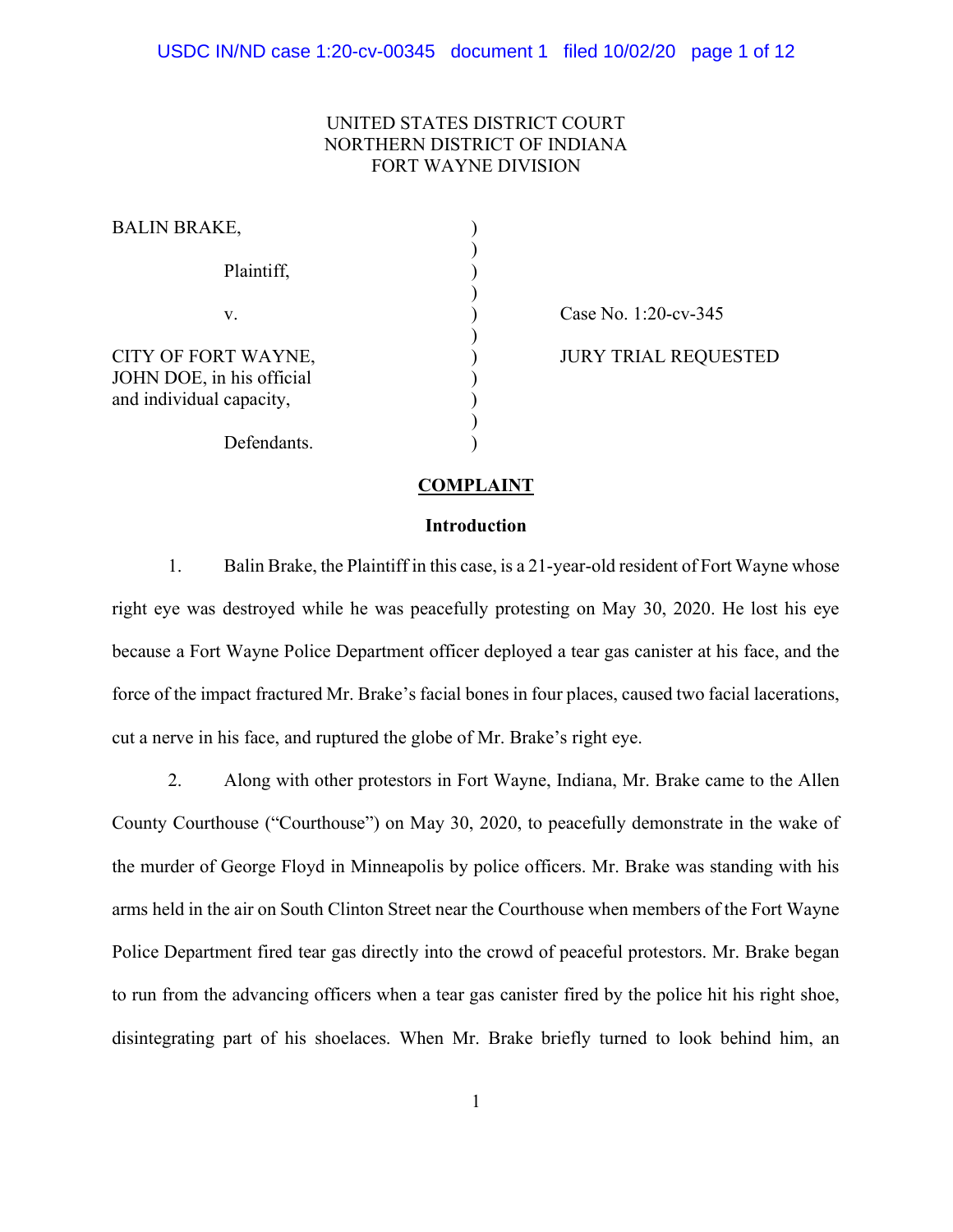UNITED STATES DISTRICT COURT
NORTHERN DISTRICT OF INDIANA
FORT WAYNE DIVISION

| | | |
|---|---|---|
| BALIN BRAKE, | ) | |
| Plaintiff, | ) | |
| v. | ) | Case No. 1:20-cv-345 |
| CITY OF FORT WAYNE, JOHN DOE, in his official and individual capacity, | ) | JURY TRIAL REQUESTED |
| Defendants. | ) | |

# COMPLAINT

## Introduction

1. Balin Brake, the Plaintiff in this case, is a 21-year-old resident of Fort Wayne whose right eye was destroyed while he was peacefully protesting on May 30, 2020. He lost his eye because a Fort Wayne Police Department officer deployed a tear gas canister at his face, and the force of the impact fractured Mr. Brake's facial bones in four places, caused two facial lacerations, cut a nerve in his face, and ruptured the globe of Mr. Brake's right eye.

2. Along with other protestors in Fort Wayne, Indiana, Mr. Brake came to the Allen County Courthouse ("Courthouse") on May 30, 2020, to peacefully demonstrate in the wake of the murder of George Floyd in Minneapolis by police officers. Mr. Brake was standing with his arms held in the air on South Clinton Street near the Courthouse when members of the Fort Wayne Police Department fired tear gas directly into the crowd of peaceful protestors. Mr. Brake began to run from the advancing officers when a tear gas canister fired by the police hit his right shoe, disintegrating part of his shoelaces. When Mr. Brake briefly turned to look behind him, an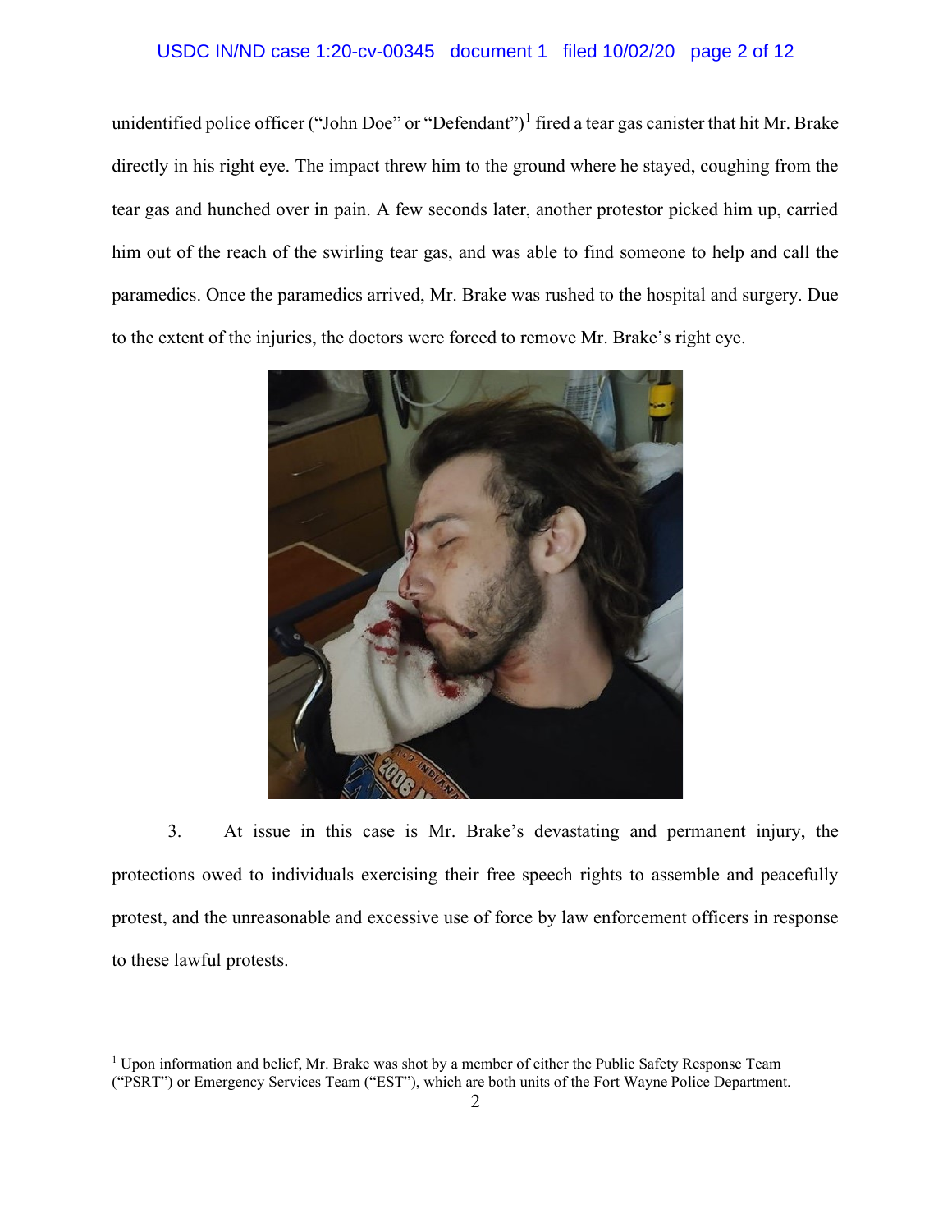unidentified police officer ("John Doe" or "Defendant")[1] fired a tear gas canister that hit Mr. Brake directly in his right eye. The impact threw him to the ground where he stayed, coughing from the tear gas and hunched over in pain. A few seconds later, another protestor picked him up, carried him out of the reach of the swirling tear gas, and was able to find someone to help and call the paramedics. Once the paramedics arrived, Mr. Brake was rushed to the hospital and surgery. Due to the extent of the injuries, the doctors were forced to remove Mr. Brake's right eye.

3. At issue in this case is Mr. Brake's devastating and permanent injury, the protections owed to individuals exercising their free speech rights to assemble and peacefully protest, and the unreasonable and excessive use of force by law enforcement officers in response to these lawful protests.

---

[1] Upon information and belief, Mr. Brake was shot by a member of either the Public Safety Response Team ("PSRT") or Emergency Services Team ("EST"), which are both units of the Fort Wayne Police Department.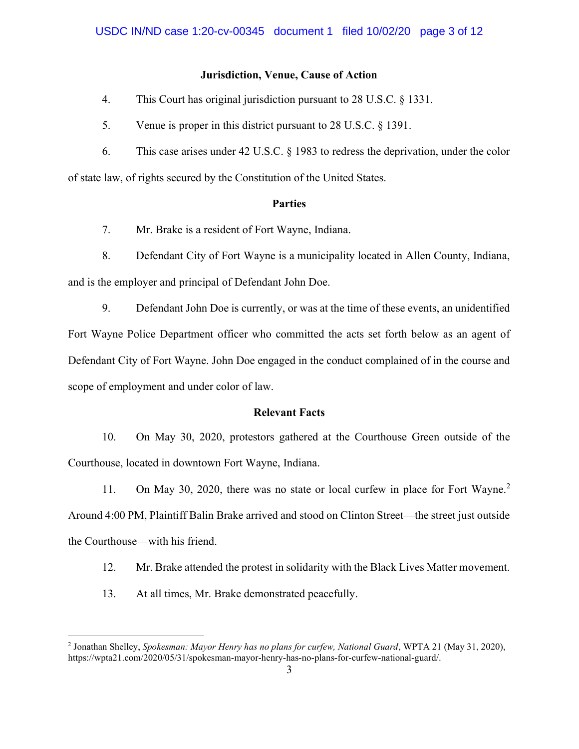### Jurisdiction, Venue, Cause of Action

4. This Court has original jurisdiction pursuant to 28 U.S.C. § 1331.

5. Venue is proper in this district pursuant to 28 U.S.C. § 1391.

6. This case arises under 42 U.S.C. § 1983 to redress the deprivation, under the color of state law, of rights secured by the Constitution of the United States.

### Parties

7. Mr. Brake is a resident of Fort Wayne, Indiana.

8. Defendant City of Fort Wayne is a municipality located in Allen County, Indiana, and is the employer and principal of Defendant John Doe.

9. Defendant John Doe is currently, or was at the time of these events, an unidentified Fort Wayne Police Department officer who committed the acts set forth below as an agent of Defendant City of Fort Wayne. John Doe engaged in the conduct complained of in the course and scope of employment and under color of law.

### Relevant Facts

10. On May 30, 2020, protestors gathered at the Courthouse Green outside of the Courthouse, located in downtown Fort Wayne, Indiana.

11. On May 30, 2020, there was no state or local curfew in place for Fort Wayne.[2] Around 4:00 PM, Plaintiff Balin Brake arrived and stood on Clinton Street—the street just outside the Courthouse—with his friend.

12. Mr. Brake attended the protest in solidarity with the Black Lives Matter movement.

13. At all times, Mr. Brake demonstrated peacefully.

---

[2] Jonathan Shelley, *Spokesman: Mayor Henry has no plans for curfew, National Guard*, WPTA 21 (May 31, 2020), https://wpta21.com/2020/05/31/spokesman-mayor-henry-has-no-plans-for-curfew-national-guard/.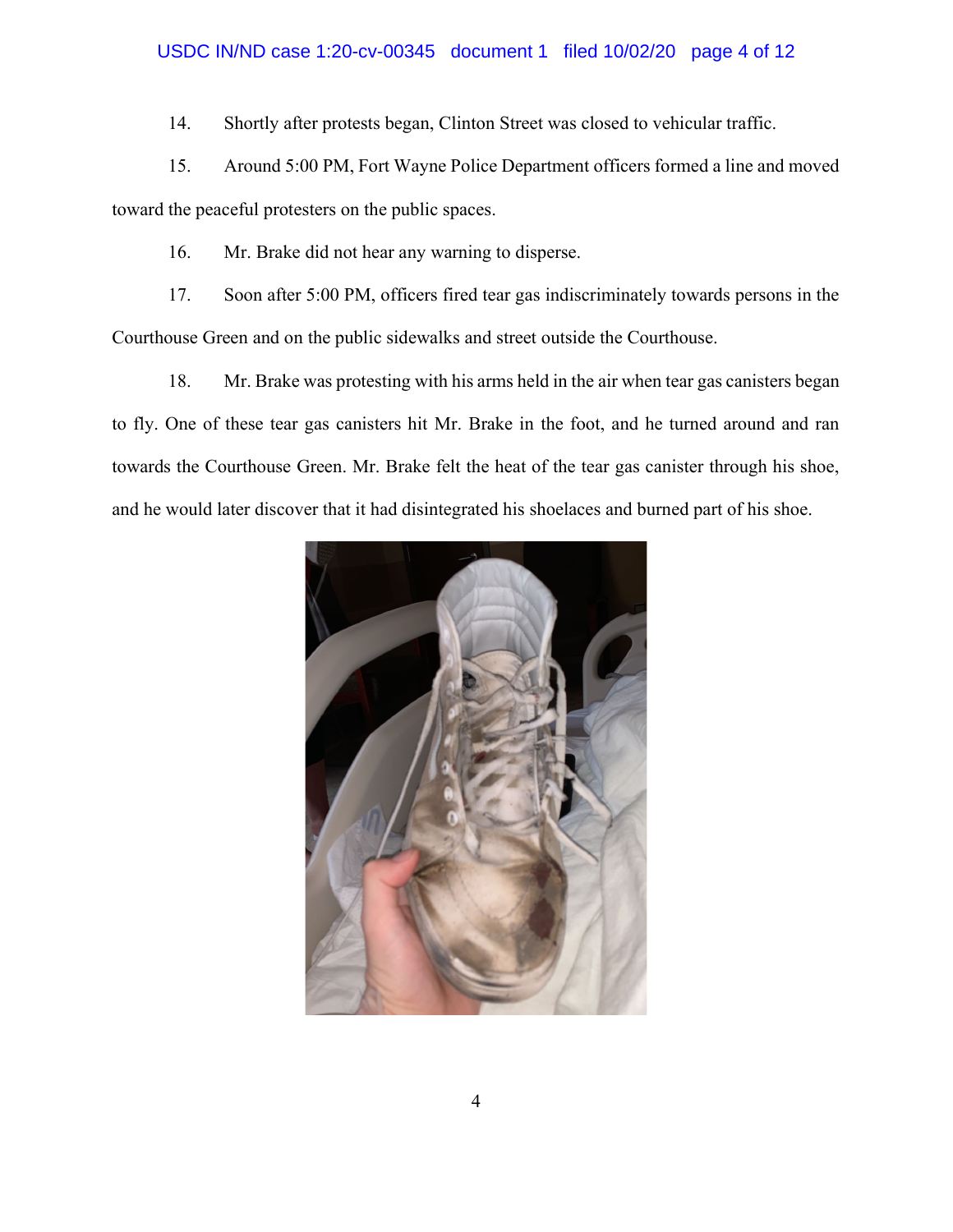14. Shortly after protests began, Clinton Street was closed to vehicular traffic.

15. Around 5:00 PM, Fort Wayne Police Department officers formed a line and moved toward the peaceful protesters on the public spaces.

16. Mr. Brake did not hear any warning to disperse.

17. Soon after 5:00 PM, officers fired tear gas indiscriminately towards persons in the Courthouse Green and on the public sidewalks and street outside the Courthouse.

18. Mr. Brake was protesting with his arms held in the air when tear gas canisters began to fly. One of these tear gas canisters hit Mr. Brake in the foot, and he turned around and ran towards the Courthouse Green. Mr. Brake felt the heat of the tear gas canister through his shoe, and he would later discover that it had disintegrated his shoelaces and burned part of his shoe.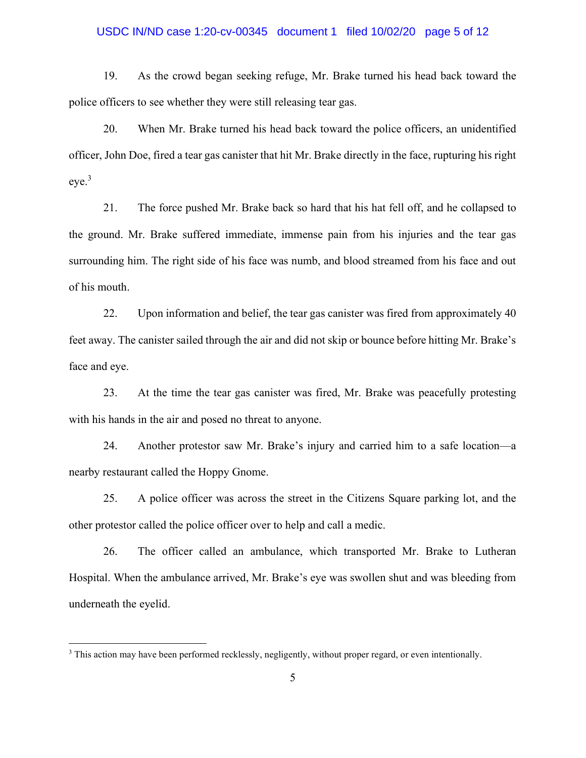19. As the crowd began seeking refuge, Mr. Brake turned his head back toward the police officers to see whether they were still releasing tear gas.

20. When Mr. Brake turned his head back toward the police officers, an unidentified officer, John Doe, fired a tear gas canister that hit Mr. Brake directly in the face, rupturing his right eye.[3]

21. The force pushed Mr. Brake back so hard that his hat fell off, and he collapsed to the ground. Mr. Brake suffered immediate, immense pain from his injuries and the tear gas surrounding him. The right side of his face was numb, and blood streamed from his face and out of his mouth.

22. Upon information and belief, the tear gas canister was fired from approximately 40 feet away. The canister sailed through the air and did not skip or bounce before hitting Mr. Brake's face and eye.

23. At the time the tear gas canister was fired, Mr. Brake was peacefully protesting with his hands in the air and posed no threat to anyone.

24. Another protestor saw Mr. Brake's injury and carried him to a safe location—a nearby restaurant called the Hoppy Gnome.

25. A police officer was across the street in the Citizens Square parking lot, and the other protestor called the police officer over to help and call a medic.

26. The officer called an ambulance, which transported Mr. Brake to Lutheran Hospital. When the ambulance arrived, Mr. Brake's eye was swollen shut and was bleeding from underneath the eyelid.

---

[3] This action may have been performed recklessly, negligently, without proper regard, or even intentionally.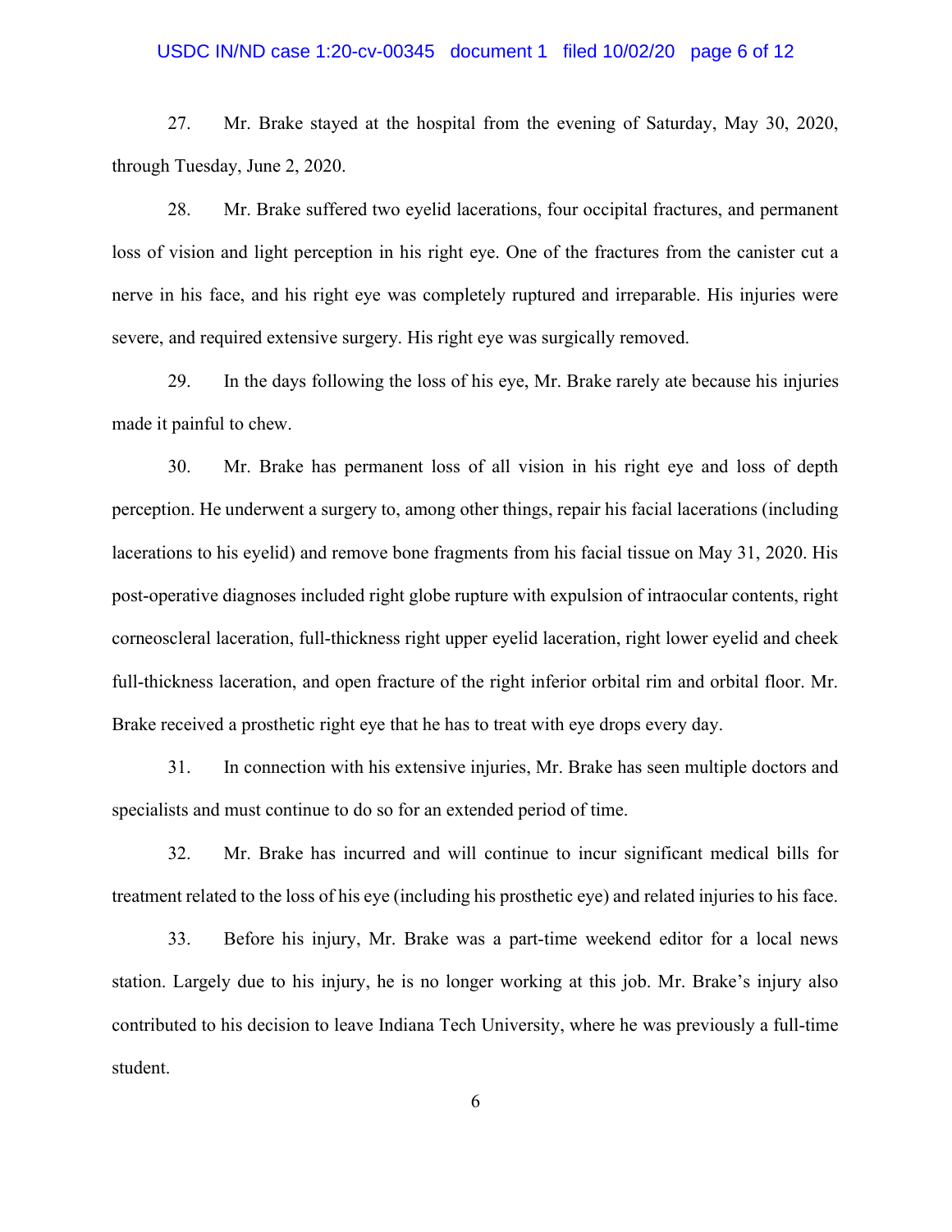27. Mr. Brake stayed at the hospital from the evening of Saturday, May 30, 2020, through Tuesday, June 2, 2020.

28. Mr. Brake suffered two eyelid lacerations, four occipital fractures, and permanent loss of vision and light perception in his right eye. One of the fractures from the canister cut a nerve in his face, and his right eye was completely ruptured and irreparable. His injuries were severe, and required extensive surgery. His right eye was surgically removed.

29. In the days following the loss of his eye, Mr. Brake rarely ate because his injuries made it painful to chew.

30. Mr. Brake has permanent loss of all vision in his right eye and loss of depth perception. He underwent a surgery to, among other things, repair his facial lacerations (including lacerations to his eyelid) and remove bone fragments from his facial tissue on May 31, 2020. His post-operative diagnoses included right globe rupture with expulsion of intraocular contents, right corneoscleral laceration, full-thickness right upper eyelid laceration, right lower eyelid and cheek full-thickness laceration, and open fracture of the right inferior orbital rim and orbital floor. Mr. Brake received a prosthetic right eye that he has to treat with eye drops every day.

31. In connection with his extensive injuries, Mr. Brake has seen multiple doctors and specialists and must continue to do so for an extended period of time.

32. Mr. Brake has incurred and will continue to incur significant medical bills for treatment related to the loss of his eye (including his prosthetic eye) and related injuries to his face.

33. Before his injury, Mr. Brake was a part-time weekend editor for a local news station. Largely due to his injury, he is no longer working at this job. Mr. Brake's injury also contributed to his decision to leave Indiana Tech University, where he was previously a full-time student.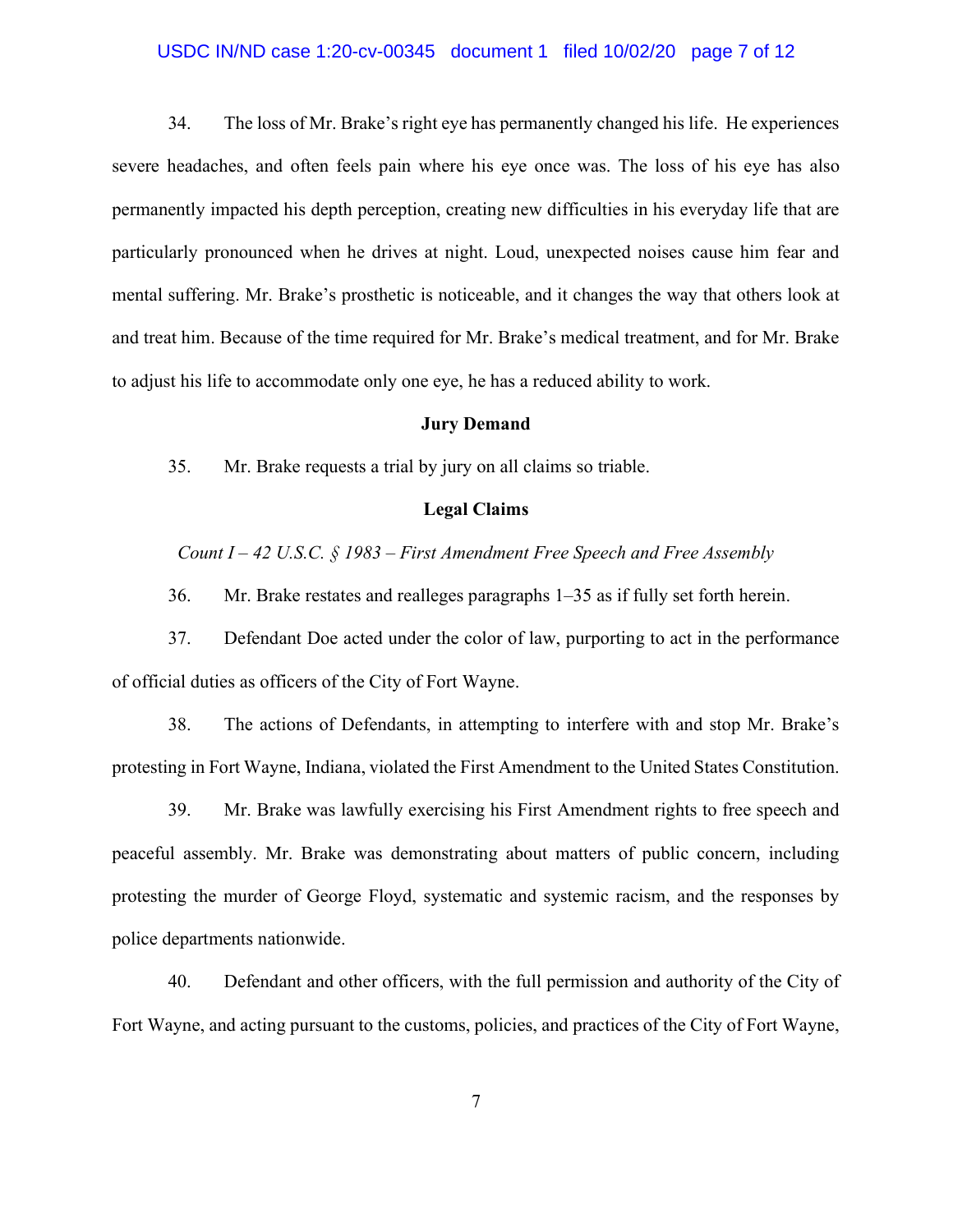34. The loss of Mr. Brake's right eye has permanently changed his life. He experiences severe headaches, and often feels pain where his eye once was. The loss of his eye has also permanently impacted his depth perception, creating new difficulties in his everyday life that are particularly pronounced when he drives at night. Loud, unexpected noises cause him fear and mental suffering. Mr. Brake's prosthetic is noticeable, and it changes the way that others look at and treat him. Because of the time required for Mr. Brake's medical treatment, and for Mr. Brake to adjust his life to accommodate only one eye, he has a reduced ability to work.

**Jury Demand**

35. Mr. Brake requests a trial by jury on all claims so triable.

**Legal Claims**

*Count I – 42 U.S.C. § 1983 – First Amendment Free Speech and Free Assembly*

36. Mr. Brake restates and realleges paragraphs 1–35 as if fully set forth herein.

37. Defendant Doe acted under the color of law, purporting to act in the performance of official duties as officers of the City of Fort Wayne.

38. The actions of Defendants, in attempting to interfere with and stop Mr. Brake's protesting in Fort Wayne, Indiana, violated the First Amendment to the United States Constitution.

39. Mr. Brake was lawfully exercising his First Amendment rights to free speech and peaceful assembly. Mr. Brake was demonstrating about matters of public concern, including protesting the murder of George Floyd, systematic and systemic racism, and the responses by police departments nationwide.

40. Defendant and other officers, with the full permission and authority of the City of Fort Wayne, and acting pursuant to the customs, policies, and practices of the City of Fort Wayne,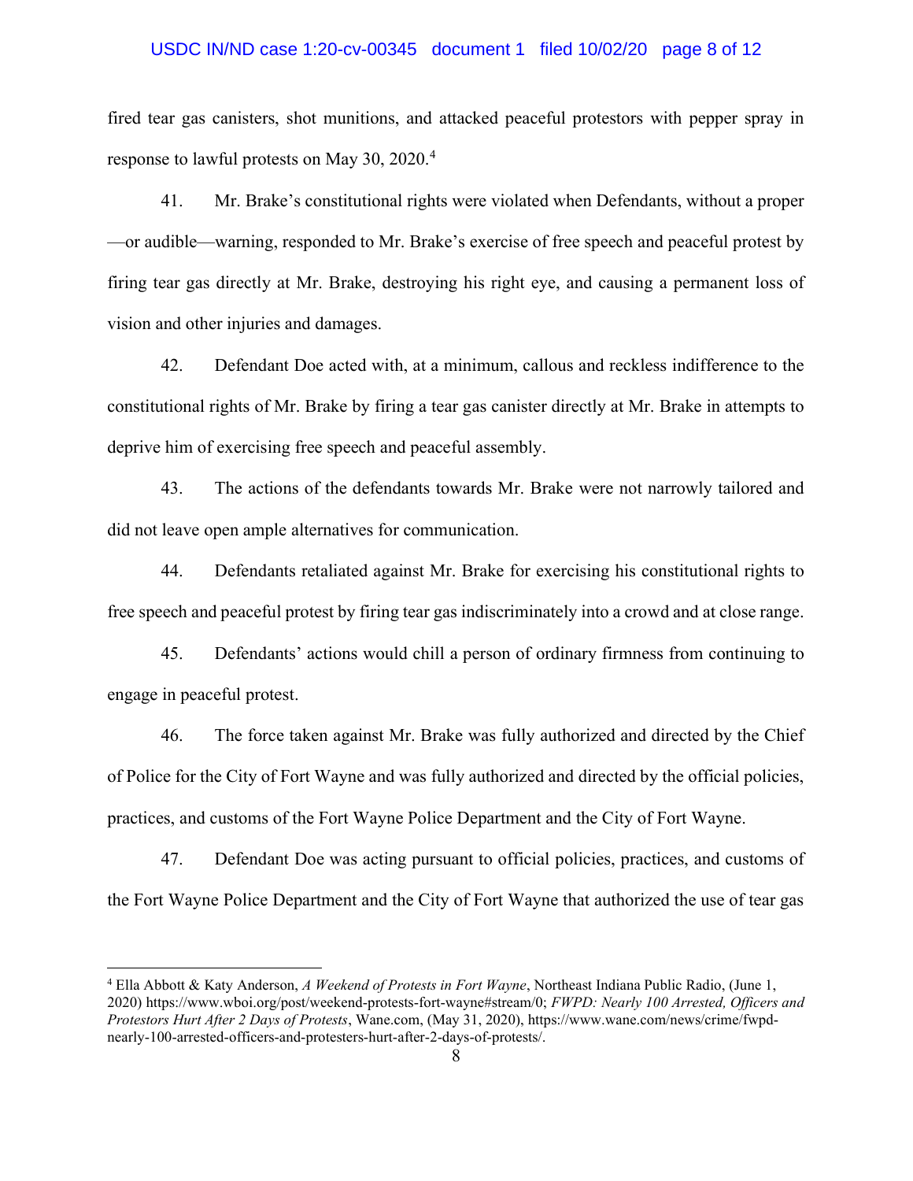fired tear gas canisters, shot munitions, and attacked peaceful protestors with pepper spray in response to lawful protests on May 30, 2020.[4]

41. Mr. Brake's constitutional rights were violated when Defendants, without a proper —or audible—warning, responded to Mr. Brake's exercise of free speech and peaceful protest by firing tear gas directly at Mr. Brake, destroying his right eye, and causing a permanent loss of vision and other injuries and damages.

42. Defendant Doe acted with, at a minimum, callous and reckless indifference to the constitutional rights of Mr. Brake by firing a tear gas canister directly at Mr. Brake in attempts to deprive him of exercising free speech and peaceful assembly.

43. The actions of the defendants towards Mr. Brake were not narrowly tailored and did not leave open ample alternatives for communication.

44. Defendants retaliated against Mr. Brake for exercising his constitutional rights to free speech and peaceful protest by firing tear gas indiscriminately into a crowd and at close range.

45. Defendants' actions would chill a person of ordinary firmness from continuing to engage in peaceful protest.

46. The force taken against Mr. Brake was fully authorized and directed by the Chief of Police for the City of Fort Wayne and was fully authorized and directed by the official policies, practices, and customs of the Fort Wayne Police Department and the City of Fort Wayne.

47. Defendant Doe was acting pursuant to official policies, practices, and customs of the Fort Wayne Police Department and the City of Fort Wayne that authorized the use of tear gas

---

[4] Ella Abbott & Katy Anderson, *A Weekend of Protests in Fort Wayne*, Northeast Indiana Public Radio, (June 1, 2020) https://www.wboi.org/post/weekend-protests-fort-wayne#stream/0; *FWPD: Nearly 100 Arrested, Officers and Protestors Hurt After 2 Days of Protests*, Wane.com, (May 31, 2020), https://www.wane.com/news/crime/fwpd-nearly-100-arrested-officers-and-protesters-hurt-after-2-days-of-protests/.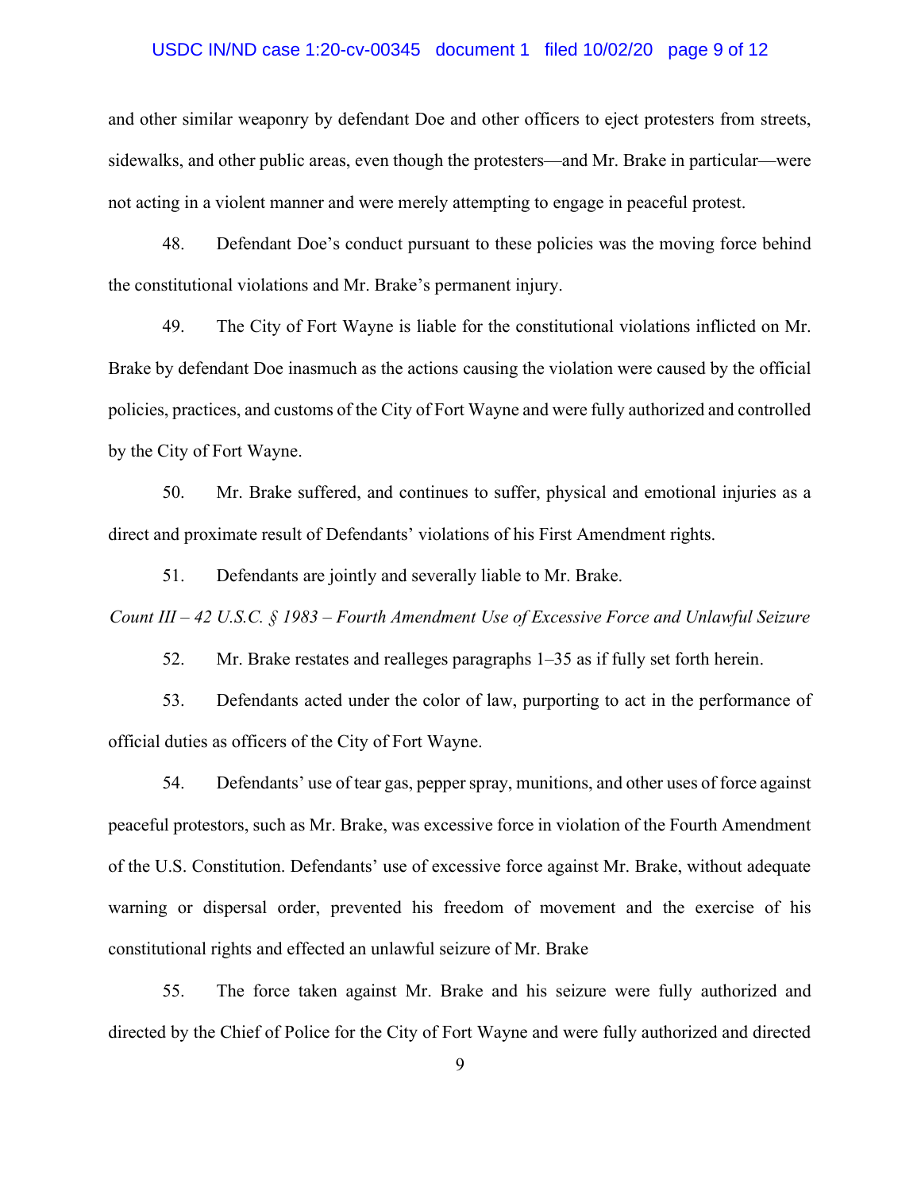and other similar weaponry by defendant Doe and other officers to eject protesters from streets, sidewalks, and other public areas, even though the protesters—and Mr. Brake in particular—were not acting in a violent manner and were merely attempting to engage in peaceful protest.

48. Defendant Doe's conduct pursuant to these policies was the moving force behind the constitutional violations and Mr. Brake's permanent injury.

49. The City of Fort Wayne is liable for the constitutional violations inflicted on Mr. Brake by defendant Doe inasmuch as the actions causing the violation were caused by the official policies, practices, and customs of the City of Fort Wayne and were fully authorized and controlled by the City of Fort Wayne.

50. Mr. Brake suffered, and continues to suffer, physical and emotional injuries as a direct and proximate result of Defendants' violations of his First Amendment rights.

51. Defendants are jointly and severally liable to Mr. Brake.

*Count III – 42 U.S.C. § 1983 – Fourth Amendment Use of Excessive Force and Unlawful Seizure*

52. Mr. Brake restates and realleges paragraphs 1–35 as if fully set forth herein.

53. Defendants acted under the color of law, purporting to act in the performance of official duties as officers of the City of Fort Wayne.

54. Defendants' use of tear gas, pepper spray, munitions, and other uses of force against peaceful protestors, such as Mr. Brake, was excessive force in violation of the Fourth Amendment of the U.S. Constitution. Defendants' use of excessive force against Mr. Brake, without adequate warning or dispersal order, prevented his freedom of movement and the exercise of his constitutional rights and effected an unlawful seizure of Mr. Brake

55. The force taken against Mr. Brake and his seizure were fully authorized and directed by the Chief of Police for the City of Fort Wayne and were fully authorized and directed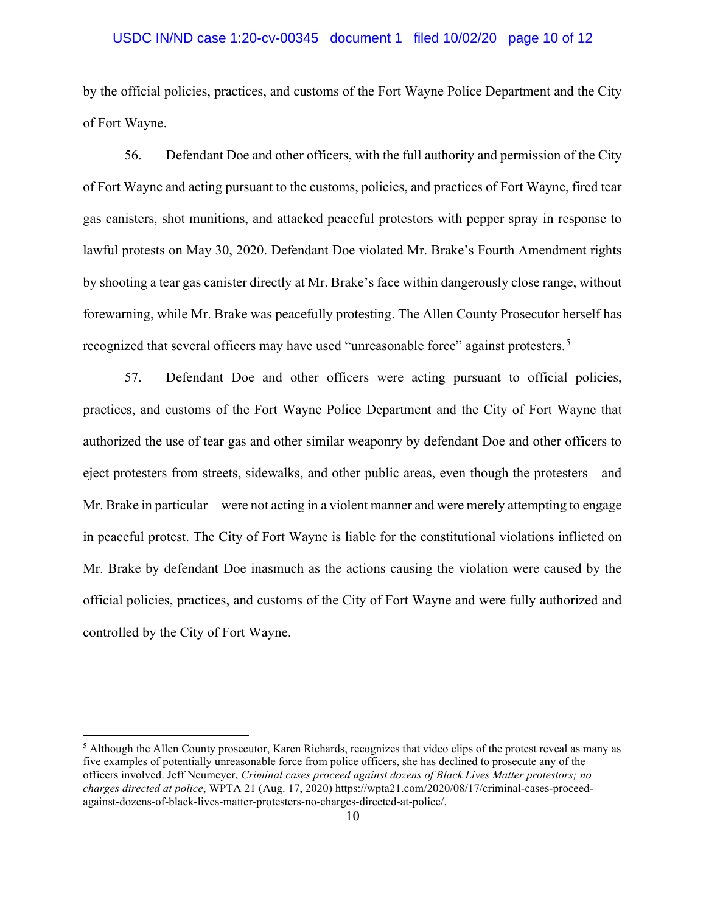by the official policies, practices, and customs of the Fort Wayne Police Department and the City of Fort Wayne.

56. Defendant Doe and other officers, with the full authority and permission of the City of Fort Wayne and acting pursuant to the customs, policies, and practices of Fort Wayne, fired tear gas canisters, shot munitions, and attacked peaceful protestors with pepper spray in response to lawful protests on May 30, 2020. Defendant Doe violated Mr. Brake's Fourth Amendment rights by shooting a tear gas canister directly at Mr. Brake's face within dangerously close range, without forewarning, while Mr. Brake was peacefully protesting. The Allen County Prosecutor herself has recognized that several officers may have used "unreasonable force" against protesters.[5]

57. Defendant Doe and other officers were acting pursuant to official policies, practices, and customs of the Fort Wayne Police Department and the City of Fort Wayne that authorized the use of tear gas and other similar weaponry by defendant Doe and other officers to eject protesters from streets, sidewalks, and other public areas, even though the protesters—and Mr. Brake in particular—were not acting in a violent manner and were merely attempting to engage in peaceful protest. The City of Fort Wayne is liable for the constitutional violations inflicted on Mr. Brake by defendant Doe inasmuch as the actions causing the violation were caused by the official policies, practices, and customs of the City of Fort Wayne and were fully authorized and controlled by the City of Fort Wayne.

---

[5] Although the Allen County prosecutor, Karen Richards, recognizes that video clips of the protest reveal as many as five examples of potentially unreasonable force from police officers, she has declined to prosecute any of the officers involved. Jeff Neumeyer, *Criminal cases proceed against dozens of Black Lives Matter protestors; no charges directed at police*, WPTA 21 (Aug. 17, 2020) https://wpta21.com/2020/08/17/criminal-cases-proceed-against-dozens-of-black-lives-matter-protesters-no-charges-directed-at-police/.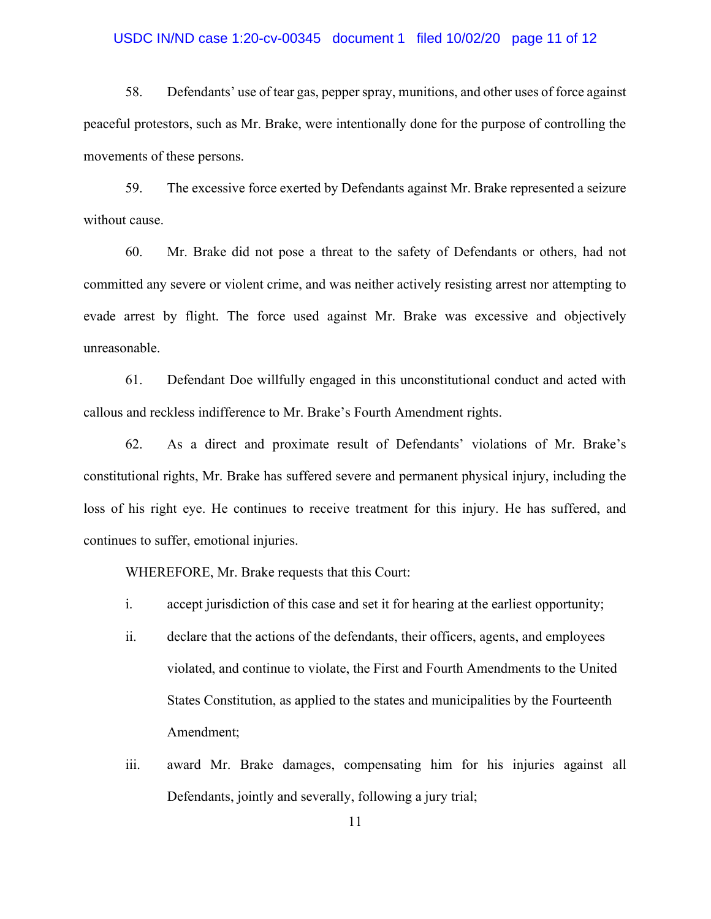58. Defendants' use of tear gas, pepper spray, munitions, and other uses of force against peaceful protestors, such as Mr. Brake, were intentionally done for the purpose of controlling the movements of these persons.

59. The excessive force exerted by Defendants against Mr. Brake represented a seizure without cause.

60. Mr. Brake did not pose a threat to the safety of Defendants or others, had not committed any severe or violent crime, and was neither actively resisting arrest nor attempting to evade arrest by flight. The force used against Mr. Brake was excessive and objectively unreasonable.

61. Defendant Doe willfully engaged in this unconstitutional conduct and acted with callous and reckless indifference to Mr. Brake's Fourth Amendment rights.

62. As a direct and proximate result of Defendants' violations of Mr. Brake's constitutional rights, Mr. Brake has suffered severe and permanent physical injury, including the loss of his right eye. He continues to receive treatment for this injury. He has suffered, and continues to suffer, emotional injuries.

WHEREFORE, Mr. Brake requests that this Court:

i. accept jurisdiction of this case and set it for hearing at the earliest opportunity;

ii. declare that the actions of the defendants, their officers, agents, and employees violated, and continue to violate, the First and Fourth Amendments to the United States Constitution, as applied to the states and municipalities by the Fourteenth Amendment;

iii. award Mr. Brake damages, compensating him for his injuries against all Defendants, jointly and severally, following a jury trial;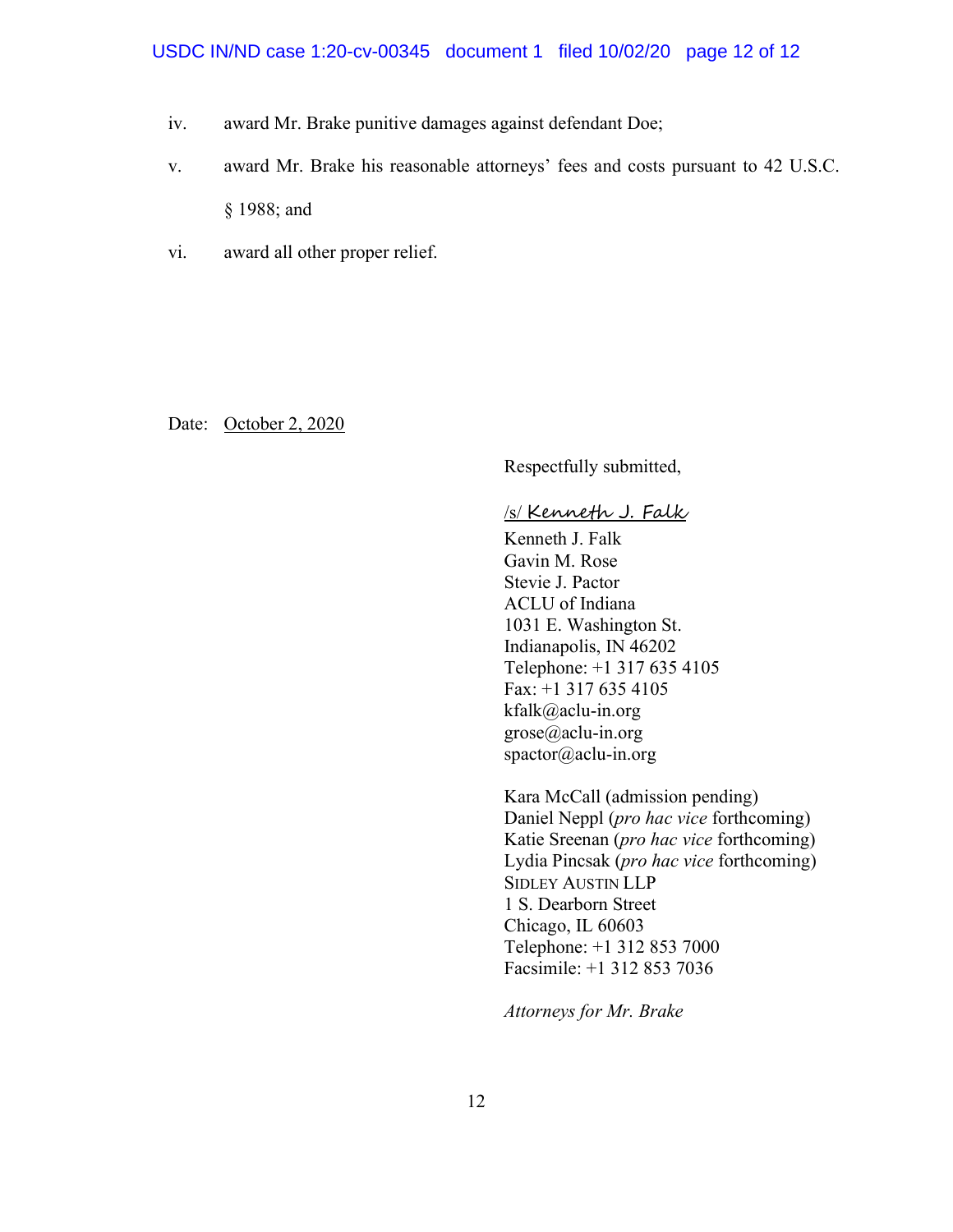iv. award Mr. Brake punitive damages against defendant Doe;

v. award Mr. Brake his reasonable attorneys' fees and costs pursuant to 42 U.S.C. § 1988; and

vi. award all other proper relief.

Date: October 2, 2020

Respectfully submitted,

/s/ Kenneth J. Falk
Kenneth J. Falk
Gavin M. Rose
Stevie J. Pactor
ACLU of Indiana
1031 E. Washington St.
Indianapolis, IN 46202
Telephone: +1 317 635 4105
Fax: +1 317 635 4105
kfalk@aclu-in.org
grose@aclu-in.org
spactor@aclu-in.org

Kara McCall (admission pending)
Daniel Neppl (*pro hac vice* forthcoming)
Katie Sreenan (*pro hac vice* forthcoming)
Lydia Pincsak (*pro hac vice* forthcoming)
Sidley Austin LLP
1 S. Dearborn Street
Chicago, IL 60603
Telephone: +1 312 853 7000
Facsimile: +1 312 853 7036

*Attorneys for Mr. Brake*